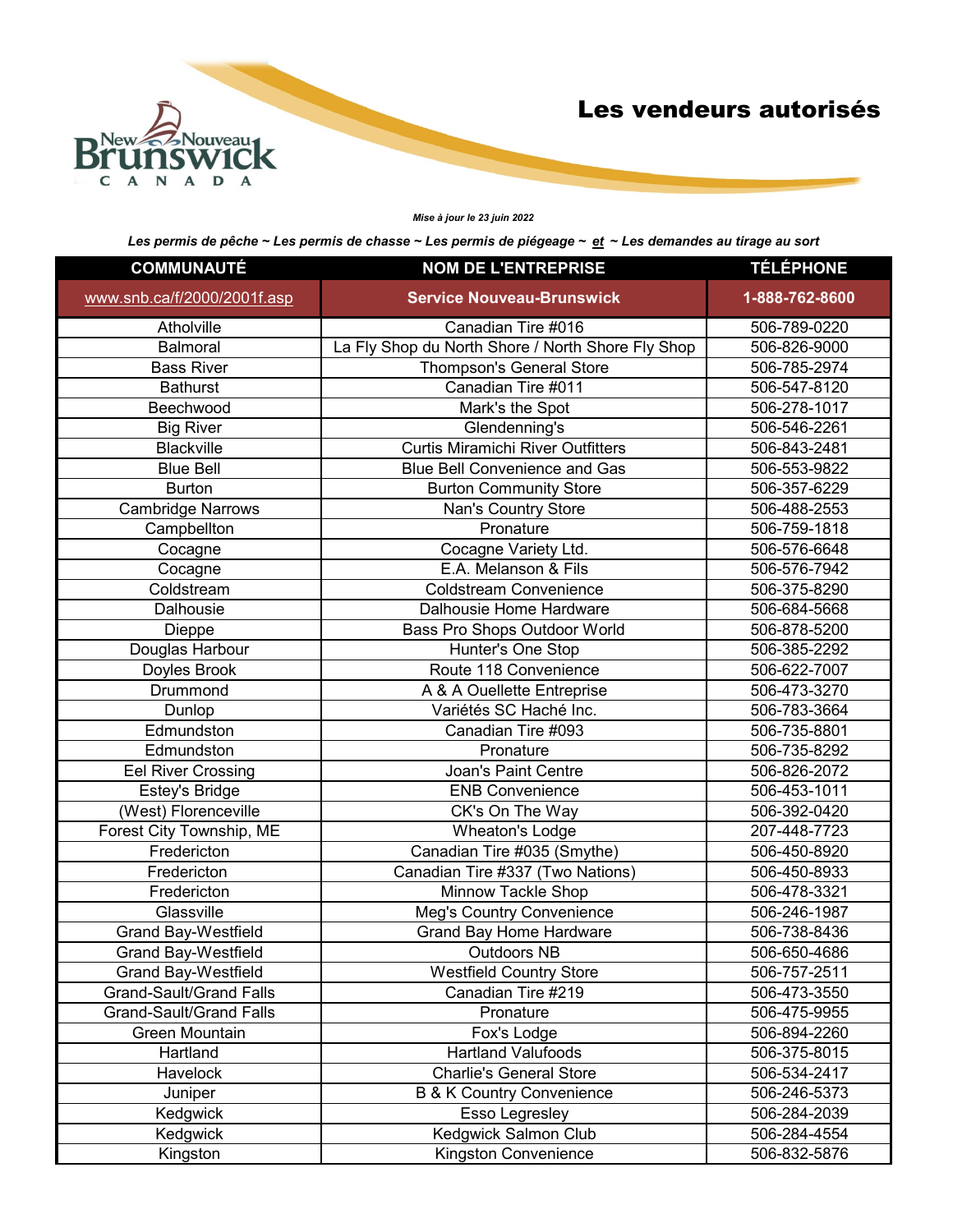# Les vendeurs autorisés

*Mise à jour le 23 juin 2022*

***Les permis de pêche ~ Les permis de chasse ~ Les permis de piégeage ~ et ~ Les demandes au tirage au sort***

| COMMUNAUTÉ | NOM DE L'ENTREPRISE | TÉLÉPHONE |
|---|---|---|
| www.snb.ca/f/2000/2001f.asp | **Service Nouveau-Brunswick** | **1-888-762-8600** |
| Atholville | Canadian Tire #016 | 506-789-0220 |
| Balmoral | La Fly Shop du North Shore / North Shore Fly Shop | 506-826-9000 |
| Bass River | Thompson's General Store | 506-785-2974 |
| Bathurst | Canadian Tire #011 | 506-547-8120 |
| Beechwood | Mark's the Spot | 506-278-1017 |
| Big River | Glendenning's | 506-546-2261 |
| Blackville | Curtis Miramichi River Outfitters | 506-843-2481 |
| Blue Bell | Blue Bell Convenience and Gas | 506-553-9822 |
| Burton | Burton Community Store | 506-357-6229 |
| Cambridge Narrows | Nan's Country Store | 506-488-2553 |
| Campbellton | Pronature | 506-759-1818 |
| Cocagne | Cocagne Variety Ltd. | 506-576-6648 |
| Cocagne | E.A. Melanson & Fils | 506-576-7942 |
| Coldstream | Coldstream Convenience | 506-375-8290 |
| Dalhousie | Dalhousie Home Hardware | 506-684-5668 |
| Dieppe | Bass Pro Shops Outdoor World | 506-878-5200 |
| Douglas Harbour | Hunter's One Stop | 506-385-2292 |
| Doyles Brook | Route 118 Convenience | 506-622-7007 |
| Drummond | A & A Ouellette Entreprise | 506-473-3270 |
| Dunlop | Variétés SC Haché Inc. | 506-783-3664 |
| Edmundston | Canadian Tire #093 | 506-735-8801 |
| Edmundston | Pronature | 506-735-8292 |
| Eel River Crossing | Joan's Paint Centre | 506-826-2072 |
| Estey's Bridge | ENB Convenience | 506-453-1011 |
| (West) Florenceville | CK's On The Way | 506-392-0420 |
| Forest City Township, ME | Wheaton's Lodge | 207-448-7723 |
| Fredericton | Canadian Tire #035 (Smythe) | 506-450-8920 |
| Fredericton | Canadian Tire #337 (Two Nations) | 506-450-8933 |
| Fredericton | Minnow Tackle Shop | 506-478-3321 |
| Glassville | Meg's Country Convenience | 506-246-1987 |
| Grand Bay-Westfield | Grand Bay Home Hardware | 506-738-8436 |
| Grand Bay-Westfield | Outdoors NB | 506-650-4686 |
| Grand Bay-Westfield | Westfield Country Store | 506-757-2511 |
| Grand-Sault/Grand Falls | Canadian Tire #219 | 506-473-3550 |
| Grand-Sault/Grand Falls | Pronature | 506-475-9955 |
| Green Mountain | Fox's Lodge | 506-894-2260 |
| Hartland | Hartland Valufoods | 506-375-8015 |
| Havelock | Charlie's General Store | 506-534-2417 |
| Juniper | B & K Country Convenience | 506-246-5373 |
| Kedgwick | Esso Legresley | 506-284-2039 |
| Kedgwick | Kedgwick Salmon Club | 506-284-4554 |
| Kingston | Kingston Convenience | 506-832-5876 |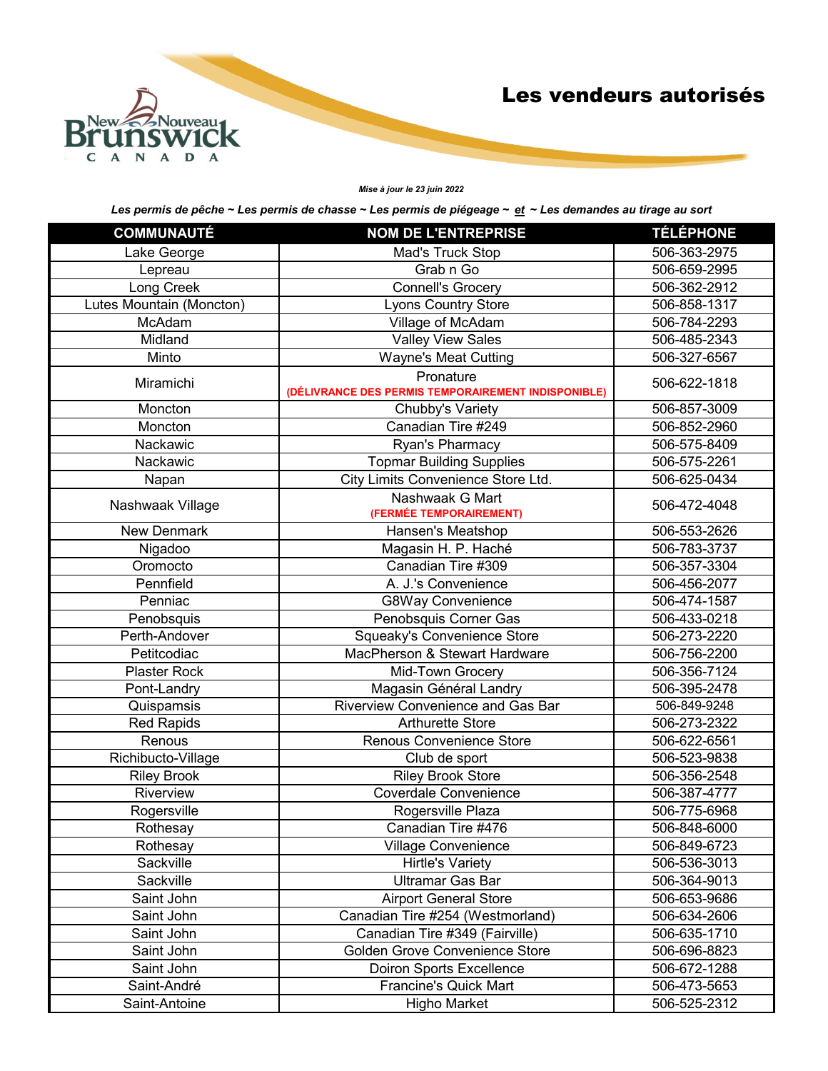# Les vendeurs autorisés

*Mise à jour le 23 juin 2022*

***Les permis de pêche ~ Les permis de chasse ~ Les permis de piégeage ~ et ~ Les demandes au tirage au sort***

| COMMUNAUTÉ | NOM DE L'ENTREPRISE | TÉLÉPHONE |
|---|---|---|
| Lake George | Mad's Truck Stop | 506-363-2975 |
| Lepreau | Grab n Go | 506-659-2995 |
| Long Creek | Connell's Grocery | 506-362-2912 |
| Lutes Mountain (Moncton) | Lyons Country Store | 506-858-1317 |
| McAdam | Village of McAdam | 506-784-2293 |
| Midland | Valley View Sales | 506-485-2343 |
| Minto | Wayne's Meat Cutting | 506-327-6567 |
| Miramichi | Pronature **(DÉLIVRANCE DES PERMIS TEMPORAIREMENT INDISPONIBLE)** | 506-622-1818 |
| Moncton | Chubby's Variety | 506-857-3009 |
| Moncton | Canadian Tire #249 | 506-852-2960 |
| Nackawic | Ryan's Pharmacy | 506-575-8409 |
| Nackawic | Topmar Building Supplies | 506-575-2261 |
| Napan | City Limits Convenience Store Ltd. | 506-625-0434 |
| Nashwaak Village | Nashwaak G Mart **(FERMÉE TEMPORAIREMENT)** | 506-472-4048 |
| New Denmark | Hansen's Meatshop | 506-553-2626 |
| Nigadoo | Magasin H. P. Haché | 506-783-3737 |
| Oromocto | Canadian Tire #309 | 506-357-3304 |
| Pennfield | A. J.'s Convenience | 506-456-2077 |
| Penniac | G8Way Convenience | 506-474-1587 |
| Penobsquis | Penobsquis Corner Gas | 506-433-0218 |
| Perth-Andover | Squeaky's Convenience Store | 506-273-2220 |
| Petitcodiac | MacPherson & Stewart Hardware | 506-756-2200 |
| Plaster Rock | Mid-Town Grocery | 506-356-7124 |
| Pont-Landry | Magasin Général Landry | 506-395-2478 |
| Quispamsis | Riverview Convenience and Gas Bar | 506-849-9248 |
| Red Rapids | Arthurette Store | 506-273-2322 |
| Renous | Renous Convenience Store | 506-622-6561 |
| Richibucto-Village | Club de sport | 506-523-9838 |
| Riley Brook | Riley Brook Store | 506-356-2548 |
| Riverview | Coverdale Convenience | 506-387-4777 |
| Rogersville | Rogersville Plaza | 506-775-6968 |
| Rothesay | Canadian Tire #476 | 506-848-6000 |
| Rothesay | Village Convenience | 506-849-6723 |
| Sackville | Hirtle's Variety | 506-536-3013 |
| Sackville | Ultramar Gas Bar | 506-364-9013 |
| Saint John | Airport General Store | 506-653-9686 |
| Saint John | Canadian Tire #254 (Westmorland) | 506-634-2606 |
| Saint John | Canadian Tire #349 (Fairville) | 506-635-1710 |
| Saint John | Golden Grove Convenience Store | 506-696-8823 |
| Saint John | Doiron Sports Excellence | 506-672-1288 |
| Saint-André | Francine's Quick Mart | 506-473-5653 |
| Saint-Antoine | Higho Market | 506-525-2312 |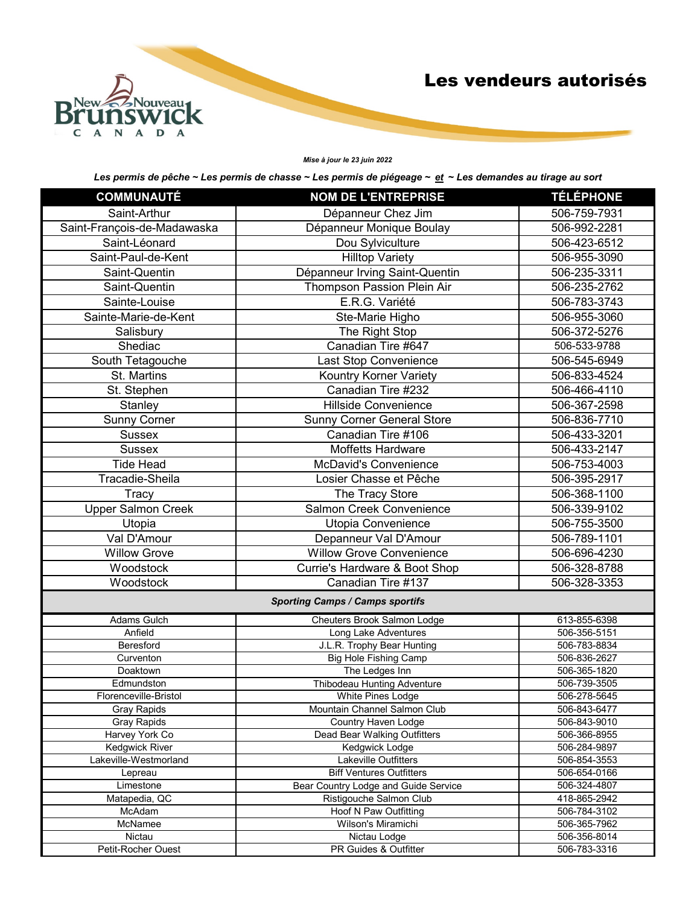# Les vendeurs autorisés

*Mise à jour le 23 juin 2022*

***Les permis de pêche ~ Les permis de chasse ~ Les permis de piégeage ~ et ~ Les demandes au tirage au sort***

| COMMUNAUTÉ | NOM DE L'ENTREPRISE | TÉLÉPHONE |
|---|---|---|
| Saint-Arthur | Dépanneur Chez Jim | 506-759-7931 |
| Saint-François-de-Madawaska | Dépanneur Monique Boulay | 506-992-2281 |
| Saint-Léonard | Dou Sylviculture | 506-423-6512 |
| Saint-Paul-de-Kent | Hilltop Variety | 506-955-3090 |
| Saint-Quentin | Dépanneur Irving Saint-Quentin | 506-235-3311 |
| Saint-Quentin | Thompson Passion Plein Air | 506-235-2762 |
| Sainte-Louise | E.R.G. Variété | 506-783-3743 |
| Sainte-Marie-de-Kent | Ste-Marie Higho | 506-955-3060 |
| Salisbury | The Right Stop | 506-372-5276 |
| Shediac | Canadian Tire #647 | 506-533-9788 |
| South Tetagouche | Last Stop Convenience | 506-545-6949 |
| St. Martins | Kountry Korner Variety | 506-833-4524 |
| St. Stephen | Canadian Tire #232 | 506-466-4110 |
| Stanley | Hillside Convenience | 506-367-2598 |
| Sunny Corner | Sunny Corner General Store | 506-836-7710 |
| Sussex | Canadian Tire #106 | 506-433-3201 |
| Sussex | Moffetts Hardware | 506-433-2147 |
| Tide Head | McDavid's Convenience | 506-753-4003 |
| Tracadie-Sheila | Losier Chasse et Pêche | 506-395-2917 |
| Tracy | The Tracy Store | 506-368-1100 |
| Upper Salmon Creek | Salmon Creek Convenience | 506-339-9102 |
| Utopia | Utopia Convenience | 506-755-3500 |
| Val D'Amour | Depanneur Val D'Amour | 506-789-1101 |
| Willow Grove | Willow Grove Convenience | 506-696-4230 |
| Woodstock | Currie's Hardware & Boot Shop | 506-328-8788 |
| Woodstock | Canadian Tire #137 | 506-328-3353 |
| ***Sporting Camps / Camps sportifs*** | | |
| Adams Gulch | Cheuters Brook Salmon Lodge | 613-855-6398 |
| Anfield | Long Lake Adventures | 506-356-5151 |
| Beresford | J.L.R. Trophy Bear Hunting | 506-783-8834 |
| Curventon | Big Hole Fishing Camp | 506-836-2627 |
| Doaktown | The Ledges Inn | 506-365-1820 |
| Edmundston | Thibodeau Hunting Adventure | 506-739-3505 |
| Florenceville-Bristol | White Pines Lodge | 506-278-5645 |
| Gray Rapids | Mountain Channel Salmon Club | 506-843-6477 |
| Gray Rapids | Country Haven Lodge | 506-843-9010 |
| Harvey York Co | Dead Bear Walking Outfitters | 506-366-8955 |
| Kedgwick River | Kedgwick Lodge | 506-284-9897 |
| Lakeville-Westmorland | Lakeville Outfitters | 506-854-3553 |
| Lepreau | Biff Ventures Outfitters | 506-654-0166 |
| Limestone | Bear Country Lodge and Guide Service | 506-324-4807 |
| Matapedia, QC | Ristigouche Salmon Club | 418-865-2942 |
| McAdam | Hoof N Paw Outfitting | 506-784-3102 |
| McNamee | Wilson's Miramichi | 506-365-7962 |
| Nictau | Nictau Lodge | 506-356-8014 |
| Petit-Rocher Ouest | PR Guides & Outfitter | 506-783-3316 |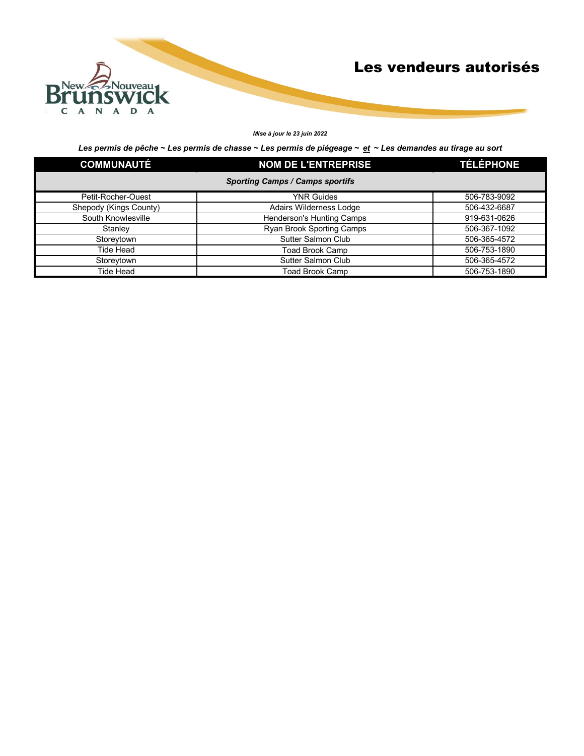# Les vendeurs autorisés

***Mise à jour le 23 juin 2022***

***Les permis de pêche ~ Les permis de chasse ~ Les permis de piégeage ~ et ~ Les demandes au tirage au sort***

| COMMUNAUTÉ | NOM DE L'ENTREPRISE | TÉLÉPHONE |
|---|---|---|
| | ***Sporting Camps / Camps sportifs*** | |
| Petit-Rocher-Ouest | YNR Guides | 506-783-9092 |
| Shepody (Kings County) | Adairs Wilderness Lodge | 506-432-6687 |
| South Knowlesville | Henderson's Hunting Camps | 919-631-0626 |
| Stanley | Ryan Brook Sporting Camps | 506-367-1092 |
| Storeytown | Sutter Salmon Club | 506-365-4572 |
| Tide Head | Toad Brook Camp | 506-753-1890 |
| Storeytown | Sutter Salmon Club | 506-365-4572 |
| Tide Head | Toad Brook Camp | 506-753-1890 |